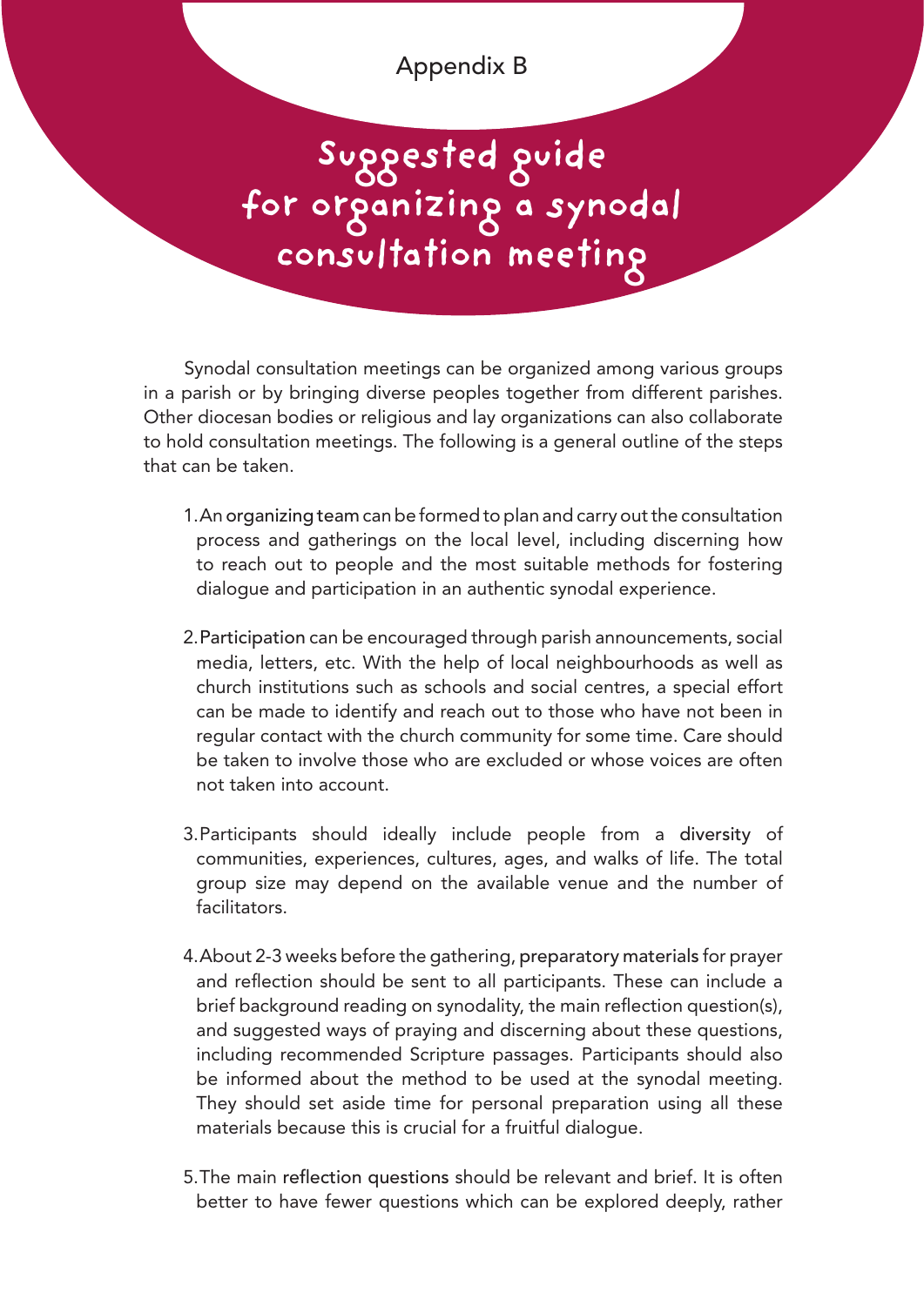Appendix B

# Suggested guide for organizing a synodal consultation meeting

Synodal consultation meetings can be organized among various groups in a parish or by bringing diverse peoples together from different parishes. Other diocesan bodies or religious and lay organizations can also collaborate to hold consultation meetings. The following is a general outline of the steps that can be taken.

1. An organizing team can be formed to plan and carry out the consultation process and gatherings on the local level, including discerning how to reach out to people and the most suitable methods for fostering dialogue and participation in an authentic synodal experience.

2. Participation can be encouraged through parish announcements, social media, letters, etc. With the help of local neighbourhoods as well as church institutions such as schools and social centres, a special effort can be made to identify and reach out to those who have not been in regular contact with the church community for some time. Care should be taken to involve those who are excluded or whose voices are often not taken into account.

3. Participants should ideally include people from a diversity of communities, experiences, cultures, ages, and walks of life. The total group size may depend on the available venue and the number of facilitators.

4. About 2-3 weeks before the gathering, preparatory materials for prayer and reflection should be sent to all participants. These can include a brief background reading on synodality, the main reflection question(s), and suggested ways of praying and discerning about these questions, including recommended Scripture passages. Participants should also be informed about the method to be used at the synodal meeting. They should set aside time for personal preparation using all these materials because this is crucial for a fruitful dialogue.

5. The main reflection questions should be relevant and brief. It is often better to have fewer questions which can be explored deeply, rather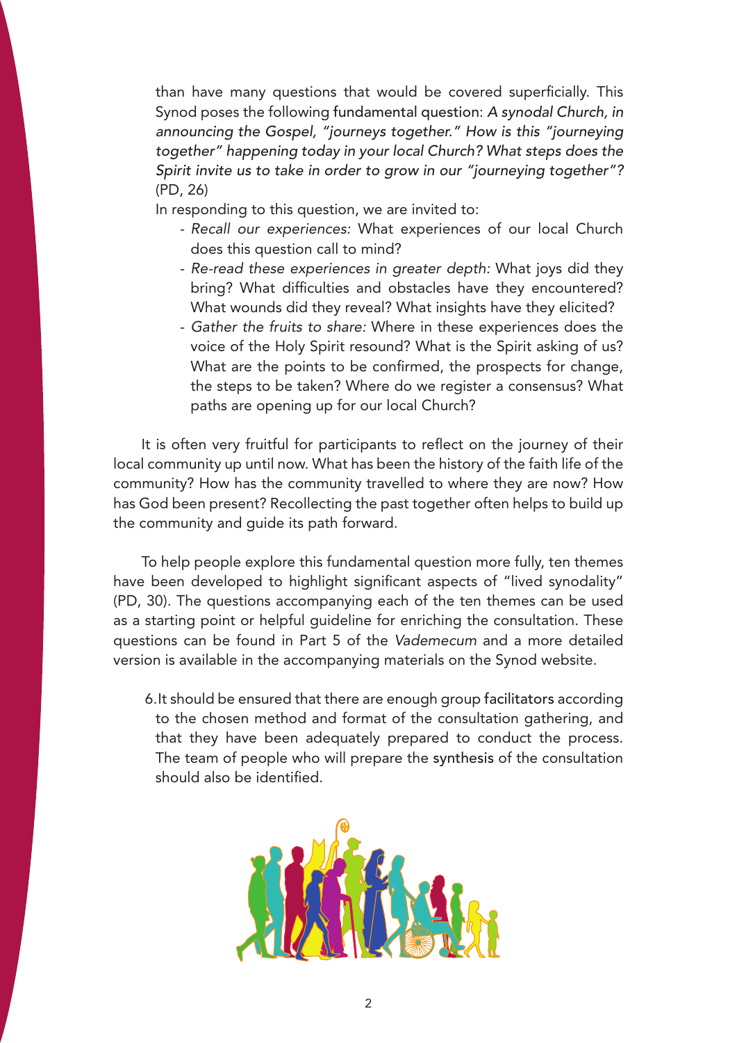than have many questions that would be covered superficially. This Synod poses the following fundamental question: *A synodal Church, in announcing the Gospel, "journeys together." How is this "journeying together" happening today in your local Church? What steps does the Spirit invite us to take in order to grow in our "journeying together"?* (PD, 26)

In responding to this question, we are invited to:

- *Recall our experiences:* What experiences of our local Church does this question call to mind?
- *Re-read these experiences in greater depth:* What joys did they bring? What difficulties and obstacles have they encountered? What wounds did they reveal? What insights have they elicited?
- *Gather the fruits to share:* Where in these experiences does the voice of the Holy Spirit resound? What is the Spirit asking of us? What are the points to be confirmed, the prospects for change, the steps to be taken? Where do we register a consensus? What paths are opening up for our local Church?

It is often very fruitful for participants to reflect on the journey of their local community up until now. What has been the history of the faith life of the community? How has the community travelled to where they are now? How has God been present? Recollecting the past together often helps to build up the community and guide its path forward.

To help people explore this fundamental question more fully, ten themes have been developed to highlight significant aspects of "lived synodality" (PD, 30). The questions accompanying each of the ten themes can be used as a starting point or helpful guideline for enriching the consultation. These questions can be found in Part 5 of the *Vademecum* and a more detailed version is available in the accompanying materials on the Synod website.

6. It should be ensured that there are enough group facilitators according to the chosen method and format of the consultation gathering, and that they have been adequately prepared to conduct the process. The team of people who will prepare the synthesis of the consultation should also be identified.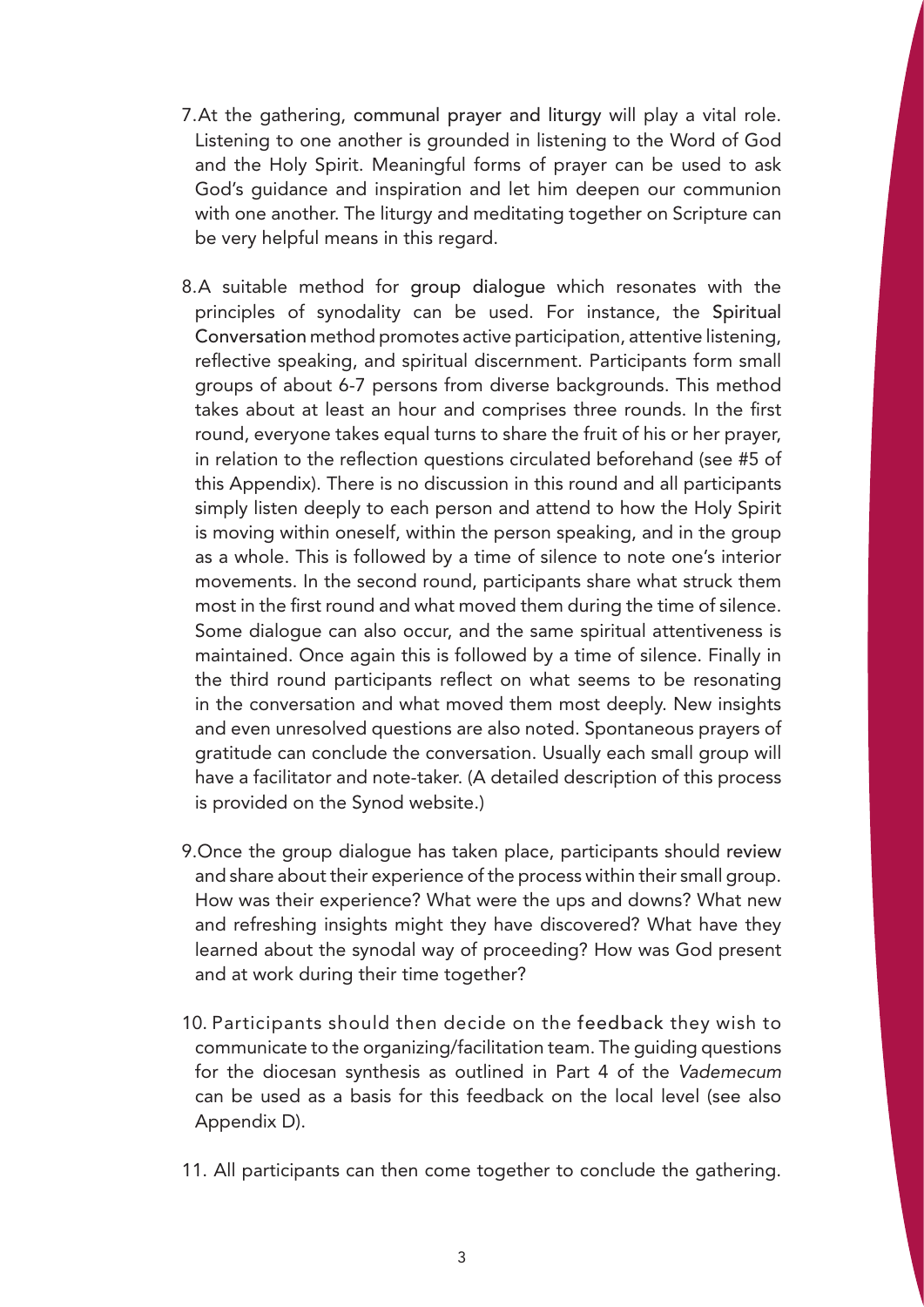7. At the gathering, communal prayer and liturgy will play a vital role. Listening to one another is grounded in listening to the Word of God and the Holy Spirit. Meaningful forms of prayer can be used to ask God's guidance and inspiration and let him deepen our communion with one another. The liturgy and meditating together on Scripture can be very helpful means in this regard.

8. A suitable method for group dialogue which resonates with the principles of synodality can be used. For instance, the Spiritual Conversation method promotes active participation, attentive listening, reflective speaking, and spiritual discernment. Participants form small groups of about 6-7 persons from diverse backgrounds. This method takes about at least an hour and comprises three rounds. In the first round, everyone takes equal turns to share the fruit of his or her prayer, in relation to the reflection questions circulated beforehand (see #5 of this Appendix). There is no discussion in this round and all participants simply listen deeply to each person and attend to how the Holy Spirit is moving within oneself, within the person speaking, and in the group as a whole. This is followed by a time of silence to note one's interior movements. In the second round, participants share what struck them most in the first round and what moved them during the time of silence. Some dialogue can also occur, and the same spiritual attentiveness is maintained. Once again this is followed by a time of silence. Finally in the third round participants reflect on what seems to be resonating in the conversation and what moved them most deeply. New insights and even unresolved questions are also noted. Spontaneous prayers of gratitude can conclude the conversation. Usually each small group will have a facilitator and note-taker. (A detailed description of this process is provided on the Synod website.)

9. Once the group dialogue has taken place, participants should review and share about their experience of the process within their small group. How was their experience? What were the ups and downs? What new and refreshing insights might they have discovered? What have they learned about the synodal way of proceeding? How was God present and at work during their time together?

10. Participants should then decide on the feedback they wish to communicate to the organizing/facilitation team. The guiding questions for the diocesan synthesis as outlined in Part 4 of the *Vademecum* can be used as a basis for this feedback on the local level (see also Appendix D).

11. All participants can then come together to conclude the gathering.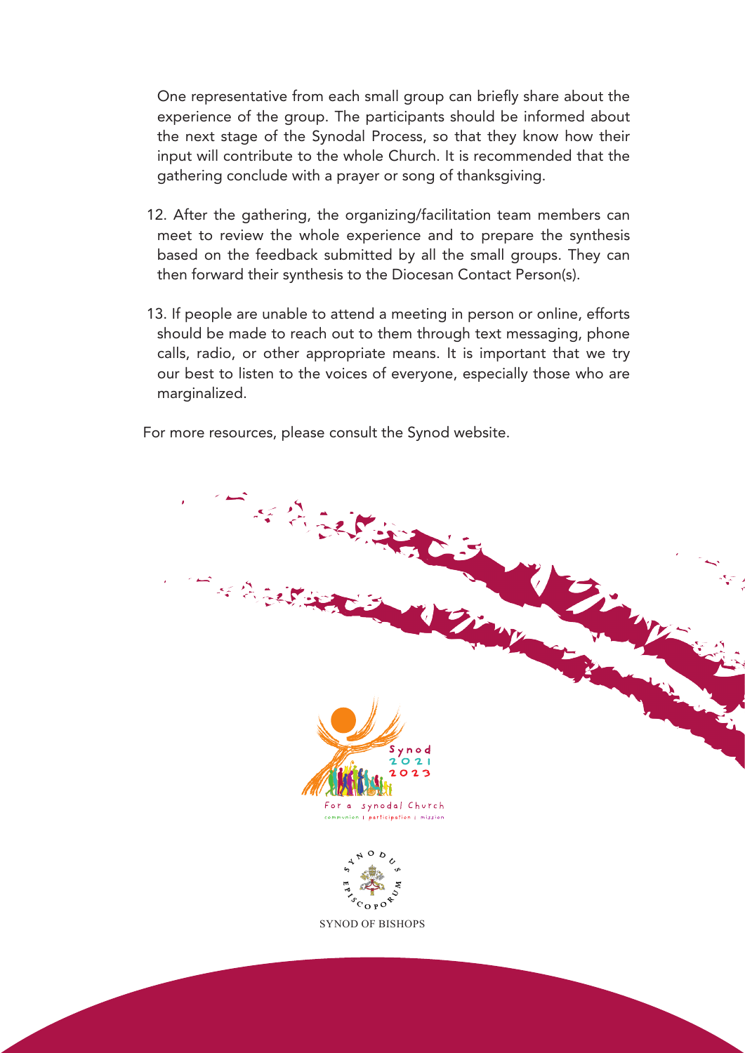One representative from each small group can briefly share about the experience of the group. The participants should be informed about the next stage of the Synodal Process, so that they know how their input will contribute to the whole Church. It is recommended that the gathering conclude with a prayer or song of thanksgiving.

12. After the gathering, the organizing/facilitation team members can meet to review the whole experience and to prepare the synthesis based on the feedback submitted by all the small groups. They can then forward their synthesis to the Diocesan Contact Person(s).

13. If people are unable to attend a meeting in person or online, efforts should be made to reach out to them through text messaging, phone calls, radio, or other appropriate means. It is important that we try our best to listen to the voices of everyone, especially those who are marginalized.

For more resources, please consult the Synod website.

Synod 2021 2023

For a synodal Church

communion | participation | mission

SYNODUS EPISCOPORUM

SYNOD OF BISHOPS